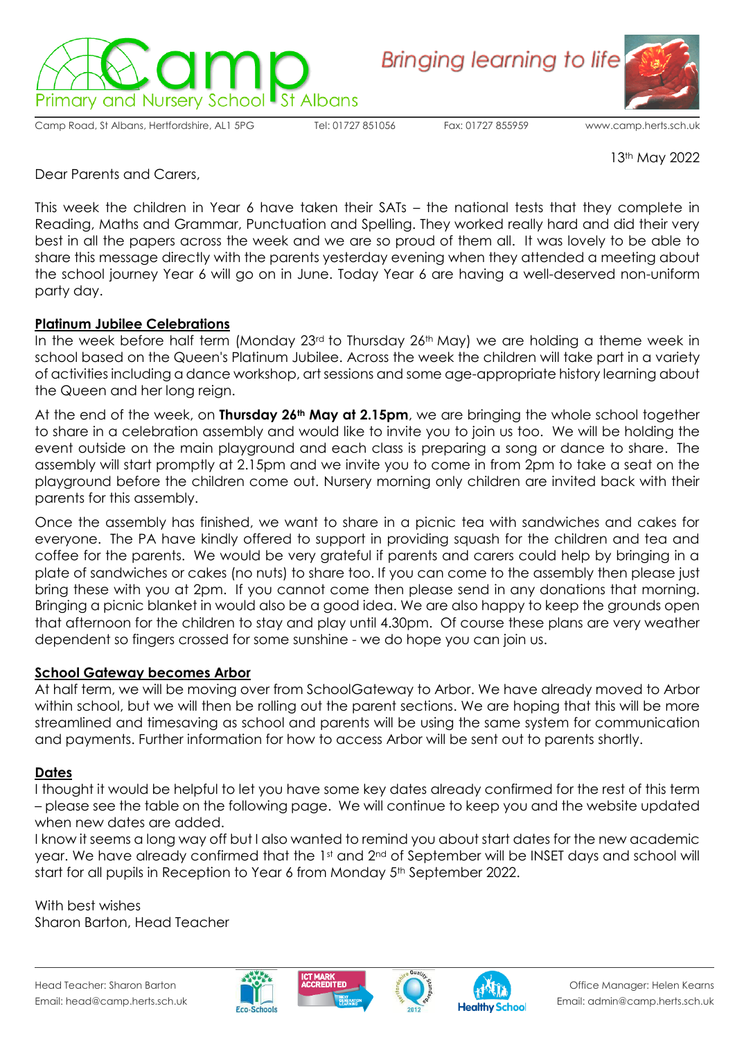Camp Primary and Nursery School St Albans

Bringing learning to life

Camp Road, St Albans, Hertfordshire, AL1 5PG    Tel: 01727 851056    Fax: 01727 855959    www.camp.herts.sch.uk

13th May 2022

Dear Parents and Carers,

This week the children in Year 6 have taken their SATs – the national tests that they complete in Reading, Maths and Grammar, Punctuation and Spelling. They worked really hard and did their very best in all the papers across the week and we are so proud of them all. It was lovely to be able to share this message directly with the parents yesterday evening when they attended a meeting about the school journey Year 6 will go on in June. Today Year 6 are having a well-deserved non-uniform party day.

**Platinum Jubilee Celebrations**

In the week before half term (Monday 23rd to Thursday 26th May) we are holding a theme week in school based on the Queen's Platinum Jubilee. Across the week the children will take part in a variety of activities including a dance workshop, art sessions and some age-appropriate history learning about the Queen and her long reign.

At the end of the week, on **Thursday 26th May at 2.15pm**, we are bringing the whole school together to share in a celebration assembly and would like to invite you to join us too. We will be holding the event outside on the main playground and each class is preparing a song or dance to share. The assembly will start promptly at 2.15pm and we invite you to come in from 2pm to take a seat on the playground before the children come out. Nursery morning only children are invited back with their parents for this assembly.

Once the assembly has finished, we want to share in a picnic tea with sandwiches and cakes for everyone. The PA have kindly offered to support in providing squash for the children and tea and coffee for the parents. We would be very grateful if parents and carers could help by bringing in a plate of sandwiches or cakes (no nuts) to share too. If you can come to the assembly then please just bring these with you at 2pm. If you cannot come then please send in any donations that morning. Bringing a picnic blanket in would also be a good idea. We are also happy to keep the grounds open that afternoon for the children to stay and play until 4.30pm. Of course these plans are very weather dependent so fingers crossed for some sunshine - we do hope you can join us.

**School Gateway becomes Arbor**

At half term, we will be moving over from SchoolGateway to Arbor. We have already moved to Arbor within school, but we will then be rolling out the parent sections. We are hoping that this will be more streamlined and timesaving as school and parents will be using the same system for communication and payments. Further information for how to access Arbor will be sent out to parents shortly.

**Dates**

I thought it would be helpful to let you have some key dates already confirmed for the rest of this term – please see the table on the following page. We will continue to keep you and the website updated when new dates are added.

I know it seems a long way off but I also wanted to remind you about start dates for the new academic year. We have already confirmed that the 1st and 2nd of September will be INSET days and school will start for all pupils in Reception to Year 6 from Monday 5th September 2022.

With best wishes

Sharon Barton, Head Teacher

Head Teacher: Sharon Barton
Email: head@camp.herts.sch.uk

Office Manager: Helen Kearns
Email: admin@camp.herts.sch.uk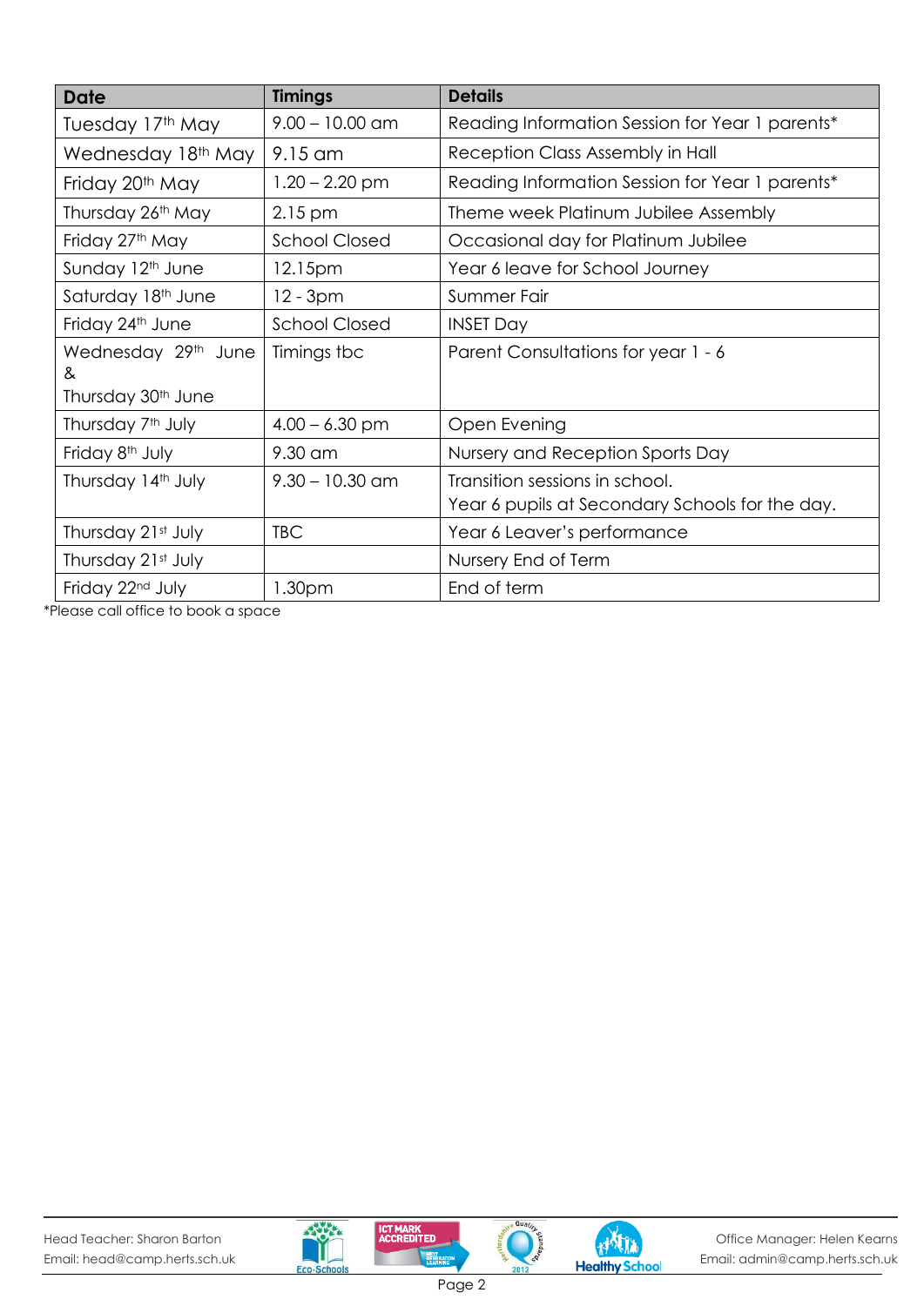| Date | Timings | Details |
|---|---|---|
| Tuesday 17th May | 9.00 – 10.00 am | Reading Information Session for Year 1 parents* |
| Wednesday 18th May | 9.15 am | Reception Class Assembly in Hall |
| Friday 20th May | 1.20 – 2.20 pm | Reading Information Session for Year 1 parents* |
| Thursday 26th May | 2.15 pm | Theme week Platinum Jubilee Assembly |
| Friday 27th May | School Closed | Occasional day for Platinum Jubilee |
| Sunday 12th June | 12.15pm | Year 6 leave for School Journey |
| Saturday 18th June | 12 - 3pm | Summer Fair |
| Friday 24th June | School Closed | INSET Day |
| Wednesday 29th June & Thursday 30th June | Timings tbc | Parent Consultations for year 1 - 6 |
| Thursday 7th July | 4.00 – 6.30 pm | Open Evening |
| Friday 8th July | 9.30 am | Nursery and Reception Sports Day |
| Thursday 14th July | 9.30 – 10.30 am | Transition sessions in school. Year 6 pupils at Secondary Schools for the day. |
| Thursday 21st July | TBC | Year 6 Leaver's performance |
| Thursday 21st July | | Nursery End of Term |
| Friday 22nd July | 1.30pm | End of term |

*Please call office to book a space

Head Teacher: Sharon Barton
Email: head@camp.herts.sch.uk

Office Manager: Helen Kearns
Email: admin@camp.herts.sch.uk